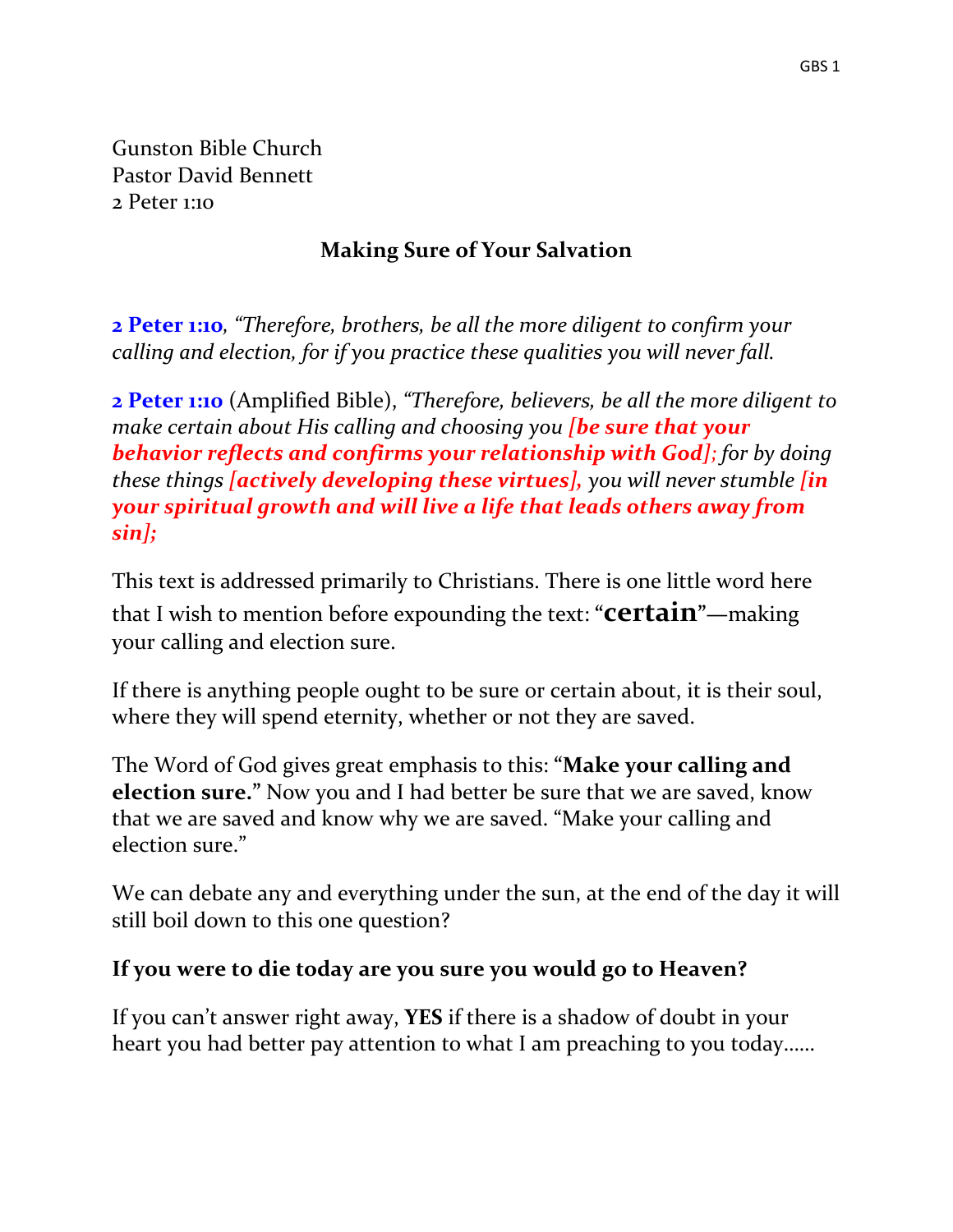Gunston Bible Church
Pastor David Bennett
2 Peter 1:10

## Making Sure of Your Salvation

**2 Peter 1:10**, *"Therefore, brothers, be all the more diligent to confirm your calling and election, for if you practice these qualities you will never fall.*

**2 Peter 1:10** (Amplified Bible), *"Therefore, believers, be all the more diligent to make certain about His calling and choosing you* ***[be sure that your behavior reflects and confirms your relationship with God];*** *for by doing these things* ***[actively developing these virtues],*** *you will never stumble* ***[in your spiritual growth and will live a life that leads others away from sin];***

This text is addressed primarily to Christians. There is one little word here that I wish to mention before expounding the text: "**certain**"—making your calling and election sure.

If there is anything people ought to be sure or certain about, it is their soul, where they will spend eternity, whether or not they are saved.

The Word of God gives great emphasis to this: "**Make your calling and election sure.**" Now you and I had better be sure that we are saved, know that we are saved and know why we are saved. "Make your calling and election sure."

We can debate any and everything under the sun, at the end of the day it will still boil down to this one question?

**If you were to die today are you sure you would go to Heaven?**

If you can't answer right away, **YES** if there is a shadow of doubt in your heart you had better pay attention to what I am preaching to you today……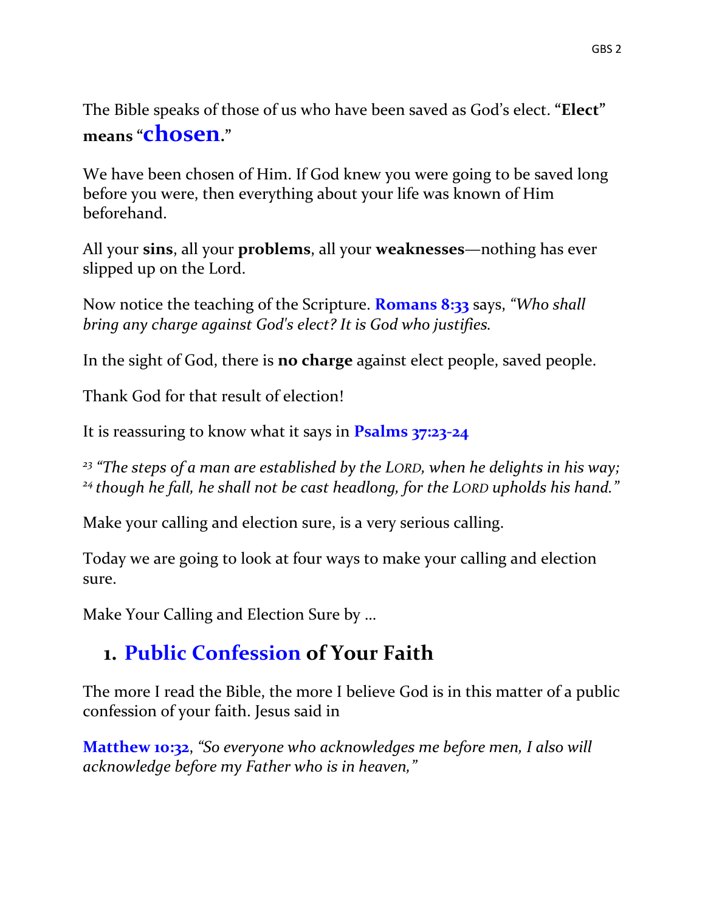The Bible speaks of those of us who have been saved as God's elect. "**Elect**" **means** "**chosen**."

We have been chosen of Him. If God knew you were going to be saved long before you were, then everything about your life was known of Him beforehand.

All your **sins**, all your **problems**, all your **weaknesses**—nothing has ever slipped up on the Lord.

Now notice the teaching of the Scripture. **Romans 8:33** says, *"Who shall bring any charge against God's elect? It is God who justifies.*

In the sight of God, there is **no charge** against elect people, saved people.

Thank God for that result of election!

It is reassuring to know what it says in **Psalms 37:23-24**

*[23] "The steps of a man are established by the LORD, when he delights in his way; [24] though he fall, he shall not be cast headlong, for the LORD upholds his hand."*

Make your calling and election sure, is a very serious calling.

Today we are going to look at four ways to make your calling and election sure.

Make Your Calling and Election Sure by …

## 1. Public Confession of Your Faith

The more I read the Bible, the more I believe God is in this matter of a public confession of your faith. Jesus said in

**Matthew 10:32**, *"So everyone who acknowledges me before men, I also will acknowledge before my Father who is in heaven,"*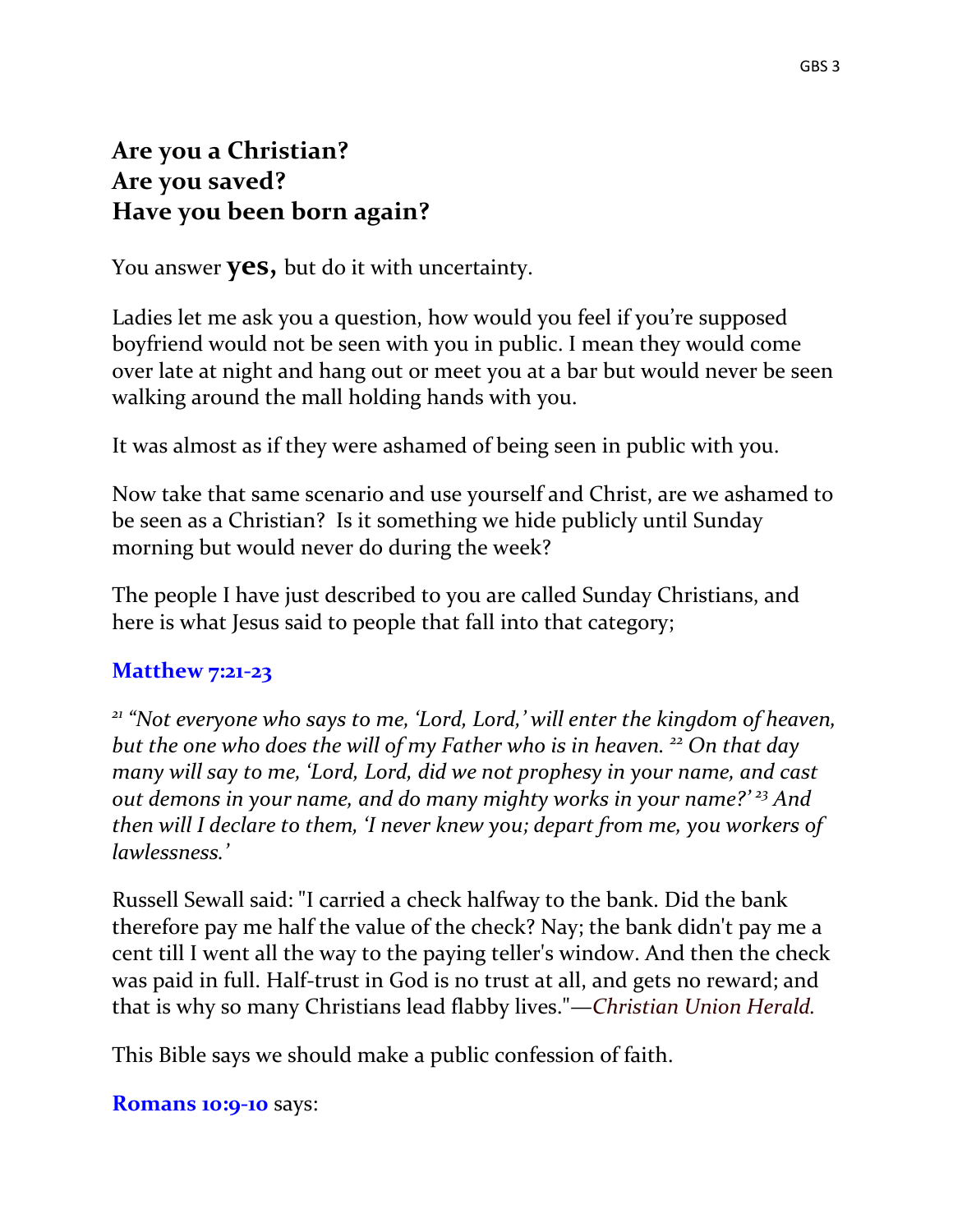**Are you a Christian?**
**Are you saved?**
**Have you been born again?**

You answer **yes,** but do it with uncertainty.

Ladies let me ask you a question, how would you feel if you're supposed boyfriend would not be seen with you in public. I mean they would come over late at night and hang out or meet you at a bar but would never be seen walking around the mall holding hands with you.

It was almost as if they were ashamed of being seen in public with you.

Now take that same scenario and use yourself and Christ, are we ashamed to be seen as a Christian? Is it something we hide publicly until Sunday morning but would never do during the week?

The people I have just described to you are called Sunday Christians, and here is what Jesus said to people that fall into that category;

**Matthew 7:21-23**

*[21] "Not everyone who says to me, 'Lord, Lord,' will enter the kingdom of heaven, but the one who does the will of my Father who is in heaven. [22] On that day many will say to me, 'Lord, Lord, did we not prophesy in your name, and cast out demons in your name, and do many mighty works in your name?' [23] And then will I declare to them, 'I never knew you; depart from me, you workers of lawlessness.'*

Russell Sewall said: "I carried a check halfway to the bank. Did the bank therefore pay me half the value of the check? Nay; the bank didn't pay me a cent till I went all the way to the paying teller's window. And then the check was paid in full. Half-trust in God is no trust at all, and gets no reward; and that is why so many Christians lead flabby lives."—*Christian Union Herald.*

This Bible says we should make a public confession of faith.

**Romans 10:9-10** says: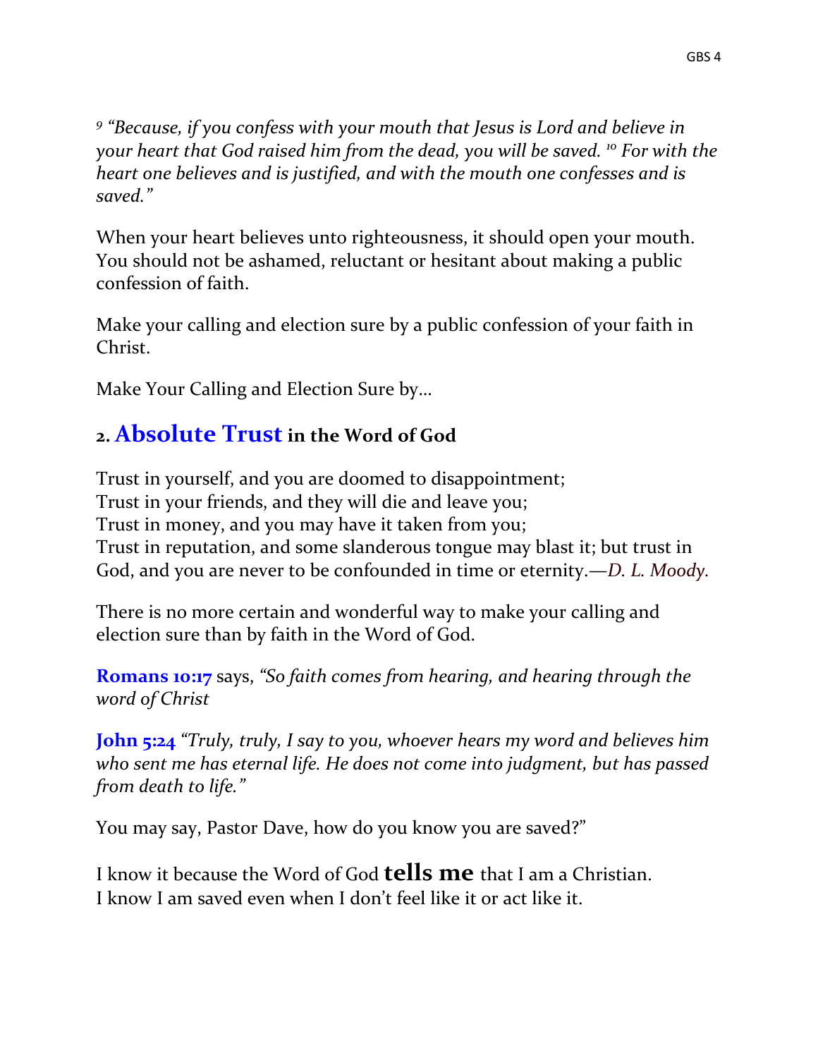[9] *"Because, if you confess with your mouth that Jesus is Lord and believe in your heart that God raised him from the dead, you will be saved.* [10] *For with the heart one believes and is justified, and with the mouth one confesses and is saved."*

When your heart believes unto righteousness, it should open your mouth. You should not be ashamed, reluctant or hesitant about making a public confession of faith.

Make your calling and election sure by a public confession of your faith in Christ.

Make Your Calling and Election Sure by…

## 2. Absolute Trust in the Word of God

Trust in yourself, and you are doomed to disappointment;
Trust in your friends, and they will die and leave you;
Trust in money, and you may have it taken from you;
Trust in reputation, and some slanderous tongue may blast it; but trust in God, and you are never to be confounded in time or eternity.—*D. L. Moody.*

There is no more certain and wonderful way to make your calling and election sure than by faith in the Word of God.

**Romans 10:17** says, *"So faith comes from hearing, and hearing through the word of Christ*

**John 5:24** *"Truly, truly, I say to you, whoever hears my word and believes him who sent me has eternal life. He does not come into judgment, but has passed from death to life."*

You may say, Pastor Dave, how do you know you are saved?"

I know it because the Word of God **tells me** that I am a Christian.
I know I am saved even when I don't feel like it or act like it.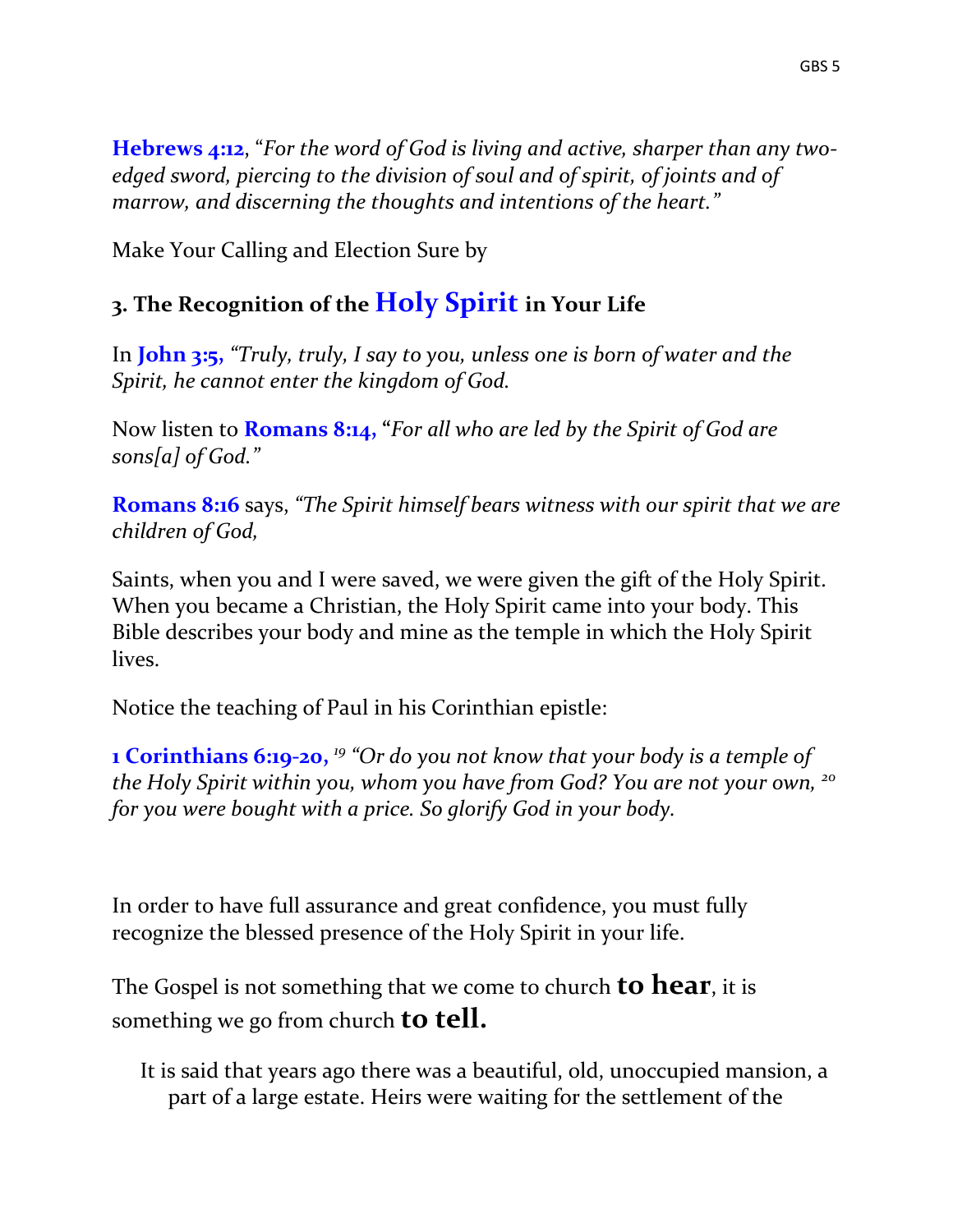**Hebrews 4:12**, "*For the word of God is living and active, sharper than any two-edged sword, piercing to the division of soul and of spirit, of joints and of marrow, and discerning the thoughts and intentions of the heart.*"

Make Your Calling and Election Sure by

### 3. The Recognition of the Holy Spirit in Your Life

In **John 3:5,** *"Truly, truly, I say to you, unless one is born of water and the Spirit, he cannot enter the kingdom of God.*

Now listen to **Romans 8:14,** "*For all who are led by the Spirit of God are sons[a] of God.*"

**Romans 8:16** says, *"The Spirit himself bears witness with our spirit that we are children of God,*

Saints, when you and I were saved, we were given the gift of the Holy Spirit. When you became a Christian, the Holy Spirit came into your body. This Bible describes your body and mine as the temple in which the Holy Spirit lives.

Notice the teaching of Paul in his Corinthian epistle:

**1 Corinthians 6:19-20,** [19] *"Or do you not know that your body is a temple of the Holy Spirit within you, whom you have from God? You are not your own,* [20] *for you were bought with a price. So glorify God in your body.*

In order to have full assurance and great confidence, you must fully recognize the blessed presence of the Holy Spirit in your life.

The Gospel is not something that we come to church **to hear**, it is something we go from church **to tell.**

It is said that years ago there was a beautiful, old, unoccupied mansion, a part of a large estate. Heirs were waiting for the settlement of the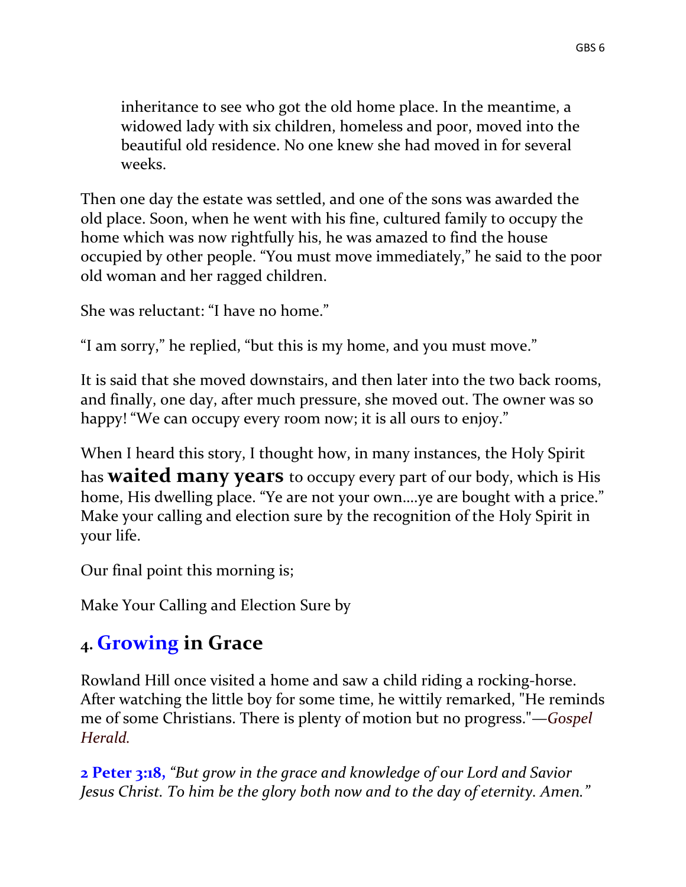inheritance to see who got the old home place. In the meantime, a widowed lady with six children, homeless and poor, moved into the beautiful old residence. No one knew she had moved in for several weeks.

Then one day the estate was settled, and one of the sons was awarded the old place. Soon, when he went with his fine, cultured family to occupy the home which was now rightfully his, he was amazed to find the house occupied by other people. "You must move immediately," he said to the poor old woman and her ragged children.

She was reluctant: "I have no home."

"I am sorry," he replied, "but this is my home, and you must move."

It is said that she moved downstairs, and then later into the two back rooms, and finally, one day, after much pressure, she moved out. The owner was so happy! "We can occupy every room now; it is all ours to enjoy."

When I heard this story, I thought how, in many instances, the Holy Spirit has **waited many years** to occupy every part of our body, which is His home, His dwelling place. "Ye are not your own….ye are bought with a price." Make your calling and election sure by the recognition of the Holy Spirit in your life.

Our final point this morning is;

Make Your Calling and Election Sure by

## 4. Growing in Grace

Rowland Hill once visited a home and saw a child riding a rocking-horse. After watching the little boy for some time, he wittily remarked, "He reminds me of some Christians. There is plenty of motion but no progress."—*Gospel Herald.*

**2 Peter 3:18,** *"But grow in the grace and knowledge of our Lord and Savior Jesus Christ. To him be the glory both now and to the day of eternity. Amen."*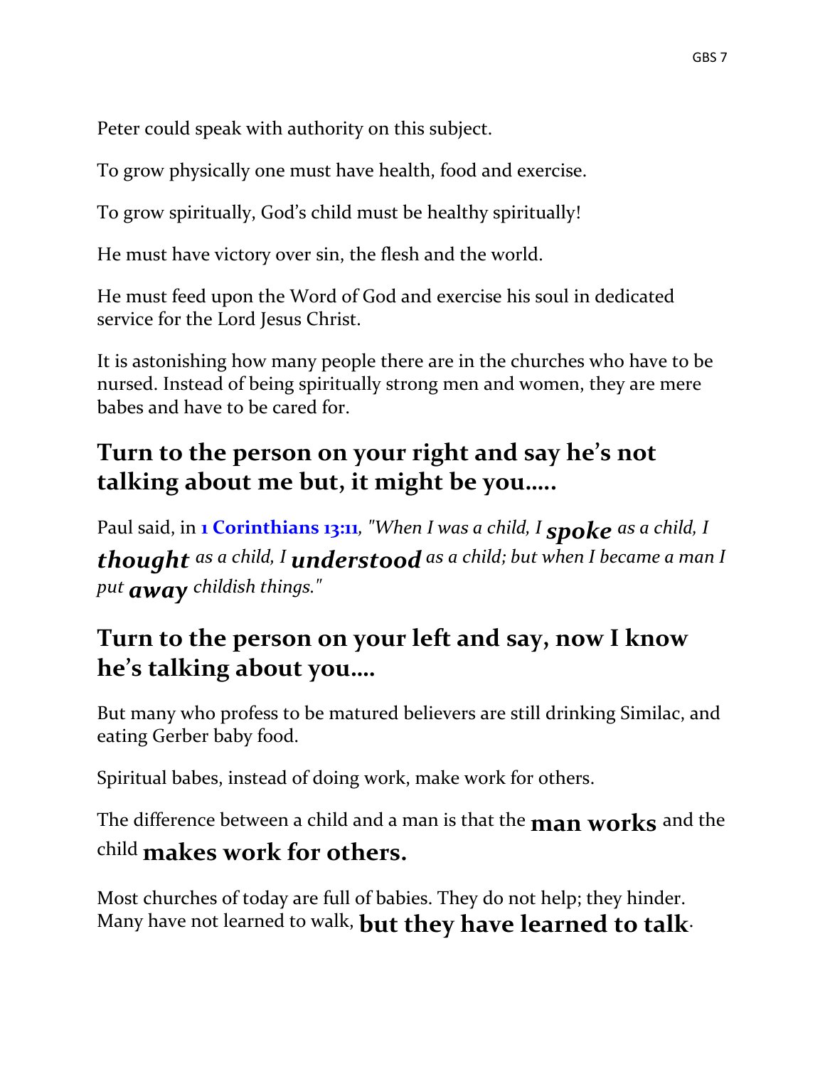Peter could speak with authority on this subject.

To grow physically one must have health, food and exercise.

To grow spiritually, God's child must be healthy spiritually!

He must have victory over sin, the flesh and the world.

He must feed upon the Word of God and exercise his soul in dedicated service for the Lord Jesus Christ.

It is astonishing how many people there are in the churches who have to be nursed. Instead of being spiritually strong men and women, they are mere babes and have to be cared for.

## Turn to the person on your right and say he's not talking about me but, it might be you…..

Paul said, in **1 Corinthians 13:11**, *"When I was a child, I* ***spoke*** *as a child, I* ***thought*** *as a child, I* ***understood*** *as a child; but when I became a man I put* ***away*** *childish things."*

## Turn to the person on your left and say, now I know he's talking about you….

But many who profess to be matured believers are still drinking Similac, and eating Gerber baby food.

Spiritual babes, instead of doing work, make work for others.

The difference between a child and a man is that the **man works** and the child **makes work for others.**

Most churches of today are full of babies. They do not help; they hinder. Many have not learned to walk, **but they have learned to talk**.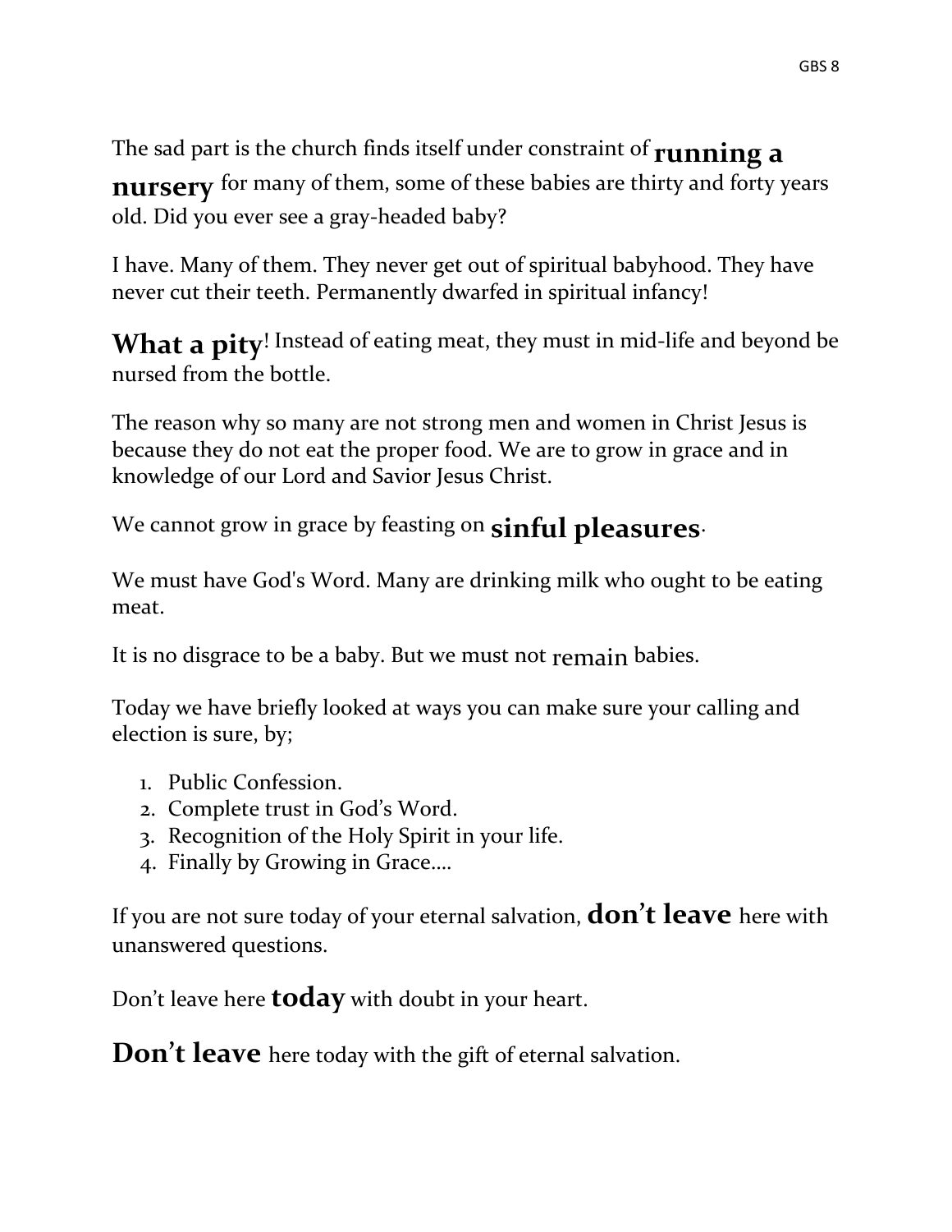The sad part is the church finds itself under constraint of **running a nursery** for many of them, some of these babies are thirty and forty years old. Did you ever see a gray-headed baby?

I have. Many of them. They never get out of spiritual babyhood. They have never cut their teeth. Permanently dwarfed in spiritual infancy!

**What a pity**! Instead of eating meat, they must in mid-life and beyond be nursed from the bottle.

The reason why so many are not strong men and women in Christ Jesus is because they do not eat the proper food. We are to grow in grace and in knowledge of our Lord and Savior Jesus Christ.

We cannot grow in grace by feasting on **sinful pleasures**.

We must have God's Word. Many are drinking milk who ought to be eating meat.

It is no disgrace to be a baby. But we must not remain babies.

Today we have briefly looked at ways you can make sure your calling and election is sure, by;

1. Public Confession.
2. Complete trust in God's Word.
3. Recognition of the Holy Spirit in your life.
4. Finally by Growing in Grace….

If you are not sure today of your eternal salvation, **don't leave** here with unanswered questions.

Don't leave here **today** with doubt in your heart.

**Don't leave** here today with the gift of eternal salvation.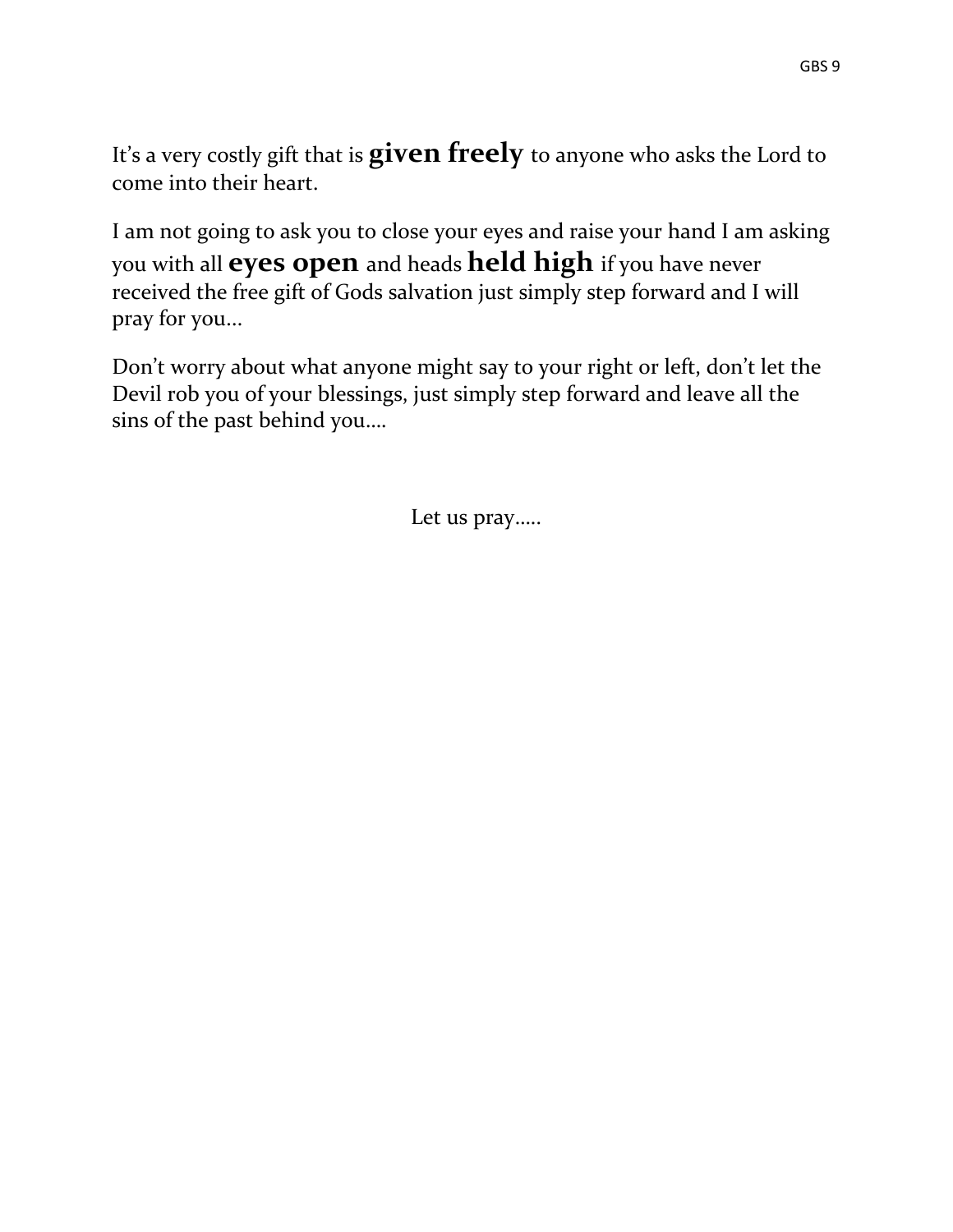It's a very costly gift that is **given freely** to anyone who asks the Lord to come into their heart.

I am not going to ask you to close your eyes and raise your hand I am asking you with all **eyes open** and heads **held high** if you have never received the free gift of Gods salvation just simply step forward and I will pray for you…

Don't worry about what anyone might say to your right or left, don't let the Devil rob you of your blessings, just simply step forward and leave all the sins of the past behind you….

Let us pray…..